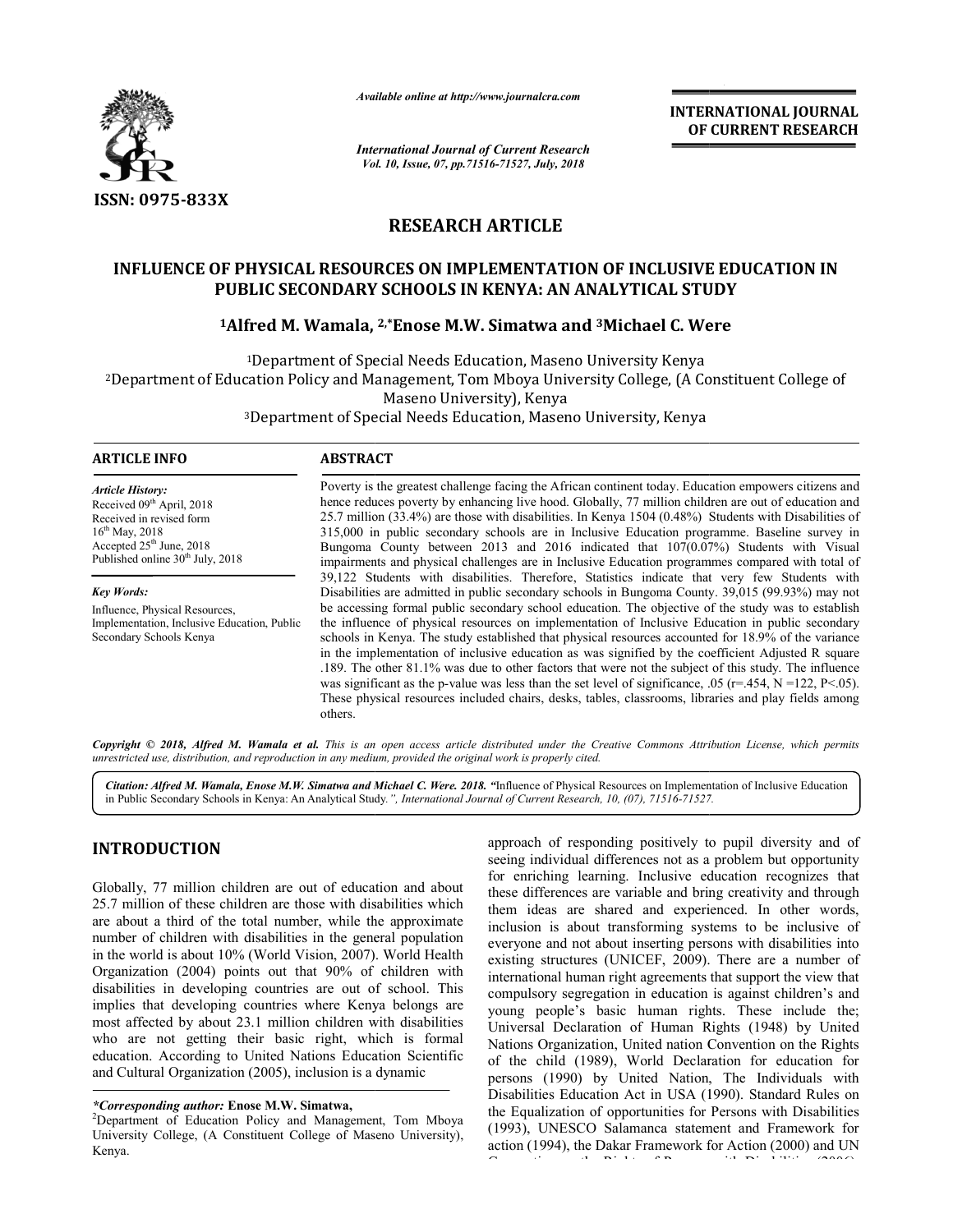*Available online at http://www.journalcra.com*

*International Journal of Current Research*
*Vol. 10, Issue, 07, pp.71516-71527, July, 2018*

**INTERNATIONAL JOURNAL OF CURRENT RESEARCH**

**ISSN: 0975-833X**

## RESEARCH ARTICLE

# INFLUENCE OF PHYSICAL RESOURCES ON IMPLEMENTATION OF INCLUSIVE EDUCATION IN PUBLIC SECONDARY SCHOOLS IN KENYA: AN ANALYTICAL STUDY

**[1]Alfred M. Wamala, [2,*]Enose M.W. Simatwa and [3]Michael C. Were**

[1]Department of Special Needs Education, Maseno University Kenya
[2]Department of Education Policy and Management, Tom Mboya University College, (A Constituent College of Maseno University), Kenya
[3]Department of Special Needs Education, Maseno University, Kenya

**ARTICLE INFO**

*Article History:*
Received 09[th] April, 2018
Received in revised form
16[th] May, 2018
Accepted 25[th] June, 2018
Published online 30[th] July, 2018

*Key Words:*
Influence, Physical Resources, Implementation, Inclusive Education, Public Secondary Schools Kenya

**ABSTRACT**

Poverty is the greatest challenge facing the African continent today. Education empowers citizens and hence reduces poverty by enhancing live hood. Globally, 77 million children are out of education and 25.7 million (33.4%) are those with disabilities. In Kenya 1504 (0.48%) Students with Disabilities of 315,000 in public secondary schools are in Inclusive Education programme. Baseline survey in Bungoma County between 2013 and 2016 indicated that 107(0.07%) Students with Visual impairments and physical challenges are in Inclusive Education programmes compared with total of 39,122 Students with disabilities. Therefore, Statistics indicate that very few Students with Disabilities are admitted in public secondary schools in Bungoma County. 39,015 (99.93%) may not be accessing formal public secondary school education. The objective of the study was to establish the influence of physical resources on implementation of Inclusive Education in public secondary schools in Kenya. The study established that physical resources accounted for 18.9% of the variance in the implementation of inclusive education as was signified by the coefficient Adjusted R square .189. The other 81.1% was due to other factors that were not the subject of this study. The influence was significant as the p-value was less than the set level of significance, .05 (r=.454, N =122, P<.05). These physical resources included chairs, desks, tables, classrooms, libraries and play fields among others.

*Copyright © 2018, Alfred M. Wamala et al. This is an open access article distributed under the Creative Commons Attribution License, which permits unrestricted use, distribution, and reproduction in any medium, provided the original work is properly cited.*

***Citation: Alfred M. Wamala, Enose M.W. Simatwa and Michael C. Were. 2018.** "*Influence of Physical Resources on Implementation of Inclusive Education in Public Secondary Schools in Kenya: An Analytical Study.", *International Journal of Current Research, 10, (07), 71516-71527.*

## INTRODUCTION

Globally, 77 million children are out of education and about 25.7 million of these children are those with disabilities which are about a third of the total number, while the approximate number of children with disabilities in the general population in the world is about 10% (World Vision, 2007). World Health Organization (2004) points out that 90% of children with disabilities in developing countries are out of school. This implies that developing countries where Kenya belongs are most affected by about 23.1 million children with disabilities who are not getting their basic right, which is formal education. According to United Nations Education Scientific and Cultural Organization (2005), inclusion is a dynamic approach of responding positively to pupil diversity and of seeing individual differences not as a problem but opportunity for enriching learning. Inclusive education recognizes that these differences are variable and bring creativity and through them ideas are shared and experienced. In other words, inclusion is about transforming systems to be inclusive of everyone and not about inserting persons with disabilities into existing structures (UNICEF, 2009). There are a number of international human right agreements that support the view that compulsory segregation in education is against children's and young people's basic human rights. These include the; Universal Declaration of Human Rights (1948) by United Nations Organization, United nation Convention on the Rights of the child (1989), World Declaration for education for persons (1990) by United Nation, The Individuals with Disabilities Education Act in USA (1990). Standard Rules on the Equalization of opportunities for Persons with Disabilities (1993), UNESCO Salamanca statement and Framework for action (1994), the Dakar Framework for Action (2000) and UN

*\*Corresponding author:* **Enose M.W. Simatwa,**
[2]Department of Education Policy and Management, Tom Mboya University College, (A Constituent College of Maseno University), Kenya.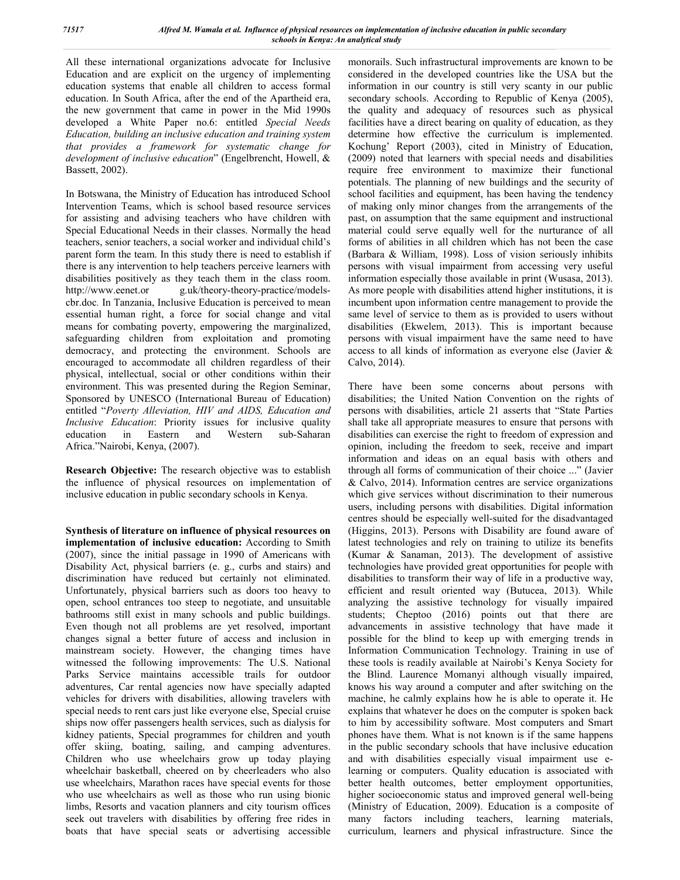All these international organizations advocate for Inclusive Education and are explicit on the urgency of implementing education systems that enable all children to access formal education. In South Africa, after the end of the Apartheid era, the new government that came in power in the Mid 1990s developed a White Paper no.6: entitled *Special Needs Education, building an inclusive education and training system that provides a framework for systematic change for development of inclusive education*" (Engelbrencht, Howell, & Bassett, 2002).

In Botswana, the Ministry of Education has introduced School Intervention Teams, which is school based resource services for assisting and advising teachers who have children with Special Educational Needs in their classes. Normally the head teachers, senior teachers, a social worker and individual child's parent form the team. In this study there is need to establish if there is any intervention to help teachers perceive learners with disabilities positively as they teach them in the class room. http://www.eenet.or g.uk/theory-theory-practice/models-cbr.doc. In Tanzania, Inclusive Education is perceived to mean essential human right, a force for social change and vital means for combating poverty, empowering the marginalized, safeguarding children from exploitation and promoting democracy, and protecting the environment. Schools are encouraged to accommodate all children regardless of their physical, intellectual, social or other conditions within their environment. This was presented during the Region Seminar, Sponsored by UNESCO (International Bureau of Education) entitled "*Poverty Alleviation, HIV and AIDS, Education and Inclusive Education*: Priority issues for inclusive quality education in Eastern and Western sub-Saharan Africa."Nairobi, Kenya, (2007).

**Research Objective:** The research objective was to establish the influence of physical resources on implementation of inclusive education in public secondary schools in Kenya.

**Synthesis of literature on influence of physical resources on implementation of inclusive education:** According to Smith (2007), since the initial passage in 1990 of Americans with Disability Act, physical barriers (e. g., curbs and stairs) and discrimination have reduced but certainly not eliminated. Unfortunately, physical barriers such as doors too heavy to open, school entrances too steep to negotiate, and unsuitable bathrooms still exist in many schools and public buildings. Even though not all problems are yet resolved, important changes signal a better future of access and inclusion in mainstream society. However, the changing times have witnessed the following improvements: The U.S. National Parks Service maintains accessible trails for outdoor adventures, Car rental agencies now have specially adapted vehicles for drivers with disabilities, allowing travelers with special needs to rent cars just like everyone else, Special cruise ships now offer passengers health services, such as dialysis for kidney patients, Special programmes for children and youth offer skiing, boating, sailing, and camping adventures. Children who use wheelchairs grow up today playing wheelchair basketball, cheered on by cheerleaders who also use wheelchairs, Marathon races have special events for those who use wheelchairs as well as those who run using bionic limbs, Resorts and vacation planners and city tourism offices seek out travelers with disabilities by offering free rides in boats that have special seats or advertising accessible monorails. Such infrastructural improvements are known to be considered in the developed countries like the USA but the information in our country is still very scanty in our public secondary schools. According to Republic of Kenya (2005), the quality and adequacy of resources such as physical facilities have a direct bearing on quality of education, as they determine how effective the curriculum is implemented. Kochung' Report (2003), cited in Ministry of Education, (2009) noted that learners with special needs and disabilities require free environment to maximize their functional potentials. The planning of new buildings and the security of school facilities and equipment, has been having the tendency of making only minor changes from the arrangements of the past, on assumption that the same equipment and instructional material could serve equally well for the nurturance of all forms of abilities in all children which has not been the case (Barbara & William, 1998). Loss of vision seriously inhibits persons with visual impairment from accessing very useful information especially those available in print (Wusasa, 2013). As more people with disabilities attend higher institutions, it is incumbent upon information centre management to provide the same level of service to them as is provided to users without disabilities (Ekwelem, 2013). This is important because persons with visual impairment have the same need to have access to all kinds of information as everyone else (Javier & Calvo, 2014).

There have been some concerns about persons with disabilities; the United Nation Convention on the rights of persons with disabilities, article 21 asserts that "State Parties shall take all appropriate measures to ensure that persons with disabilities can exercise the right to freedom of expression and opinion, including the freedom to seek, receive and impart information and ideas on an equal basis with others and through all forms of communication of their choice ..." (Javier & Calvo, 2014). Information centres are service organizations which give services without discrimination to their numerous users, including persons with disabilities. Digital information centres should be especially well-suited for the disadvantaged (Higgins, 2013). Persons with Disability are found aware of latest technologies and rely on training to utilize its benefits (Kumar & Sanaman, 2013). The development of assistive technologies have provided great opportunities for people with disabilities to transform their way of life in a productive way, efficient and result oriented way (Butucea, 2013). While analyzing the assistive technology for visually impaired students; Cheptoo (2016) points out that there are advancements in assistive technology that have made it possible for the blind to keep up with emerging trends in Information Communication Technology. Training in use of these tools is readily available at Nairobi's Kenya Society for the Blind. Laurence Momanyi although visually impaired, knows his way around a computer and after switching on the machine, he calmly explains how he is able to operate it. He explains that whatever he does on the computer is spoken back to him by accessibility software. Most computers and Smart phones have them. What is not known is if the same happens in the public secondary schools that have inclusive education and with disabilities especially visual impairment use e-learning or computers. Quality education is associated with better health outcomes, better employment opportunities, higher socioeconomic status and improved general well-being (Ministry of Education, 2009). Education is a composite of many factors including teachers, learning materials, curriculum, learners and physical infrastructure. Since the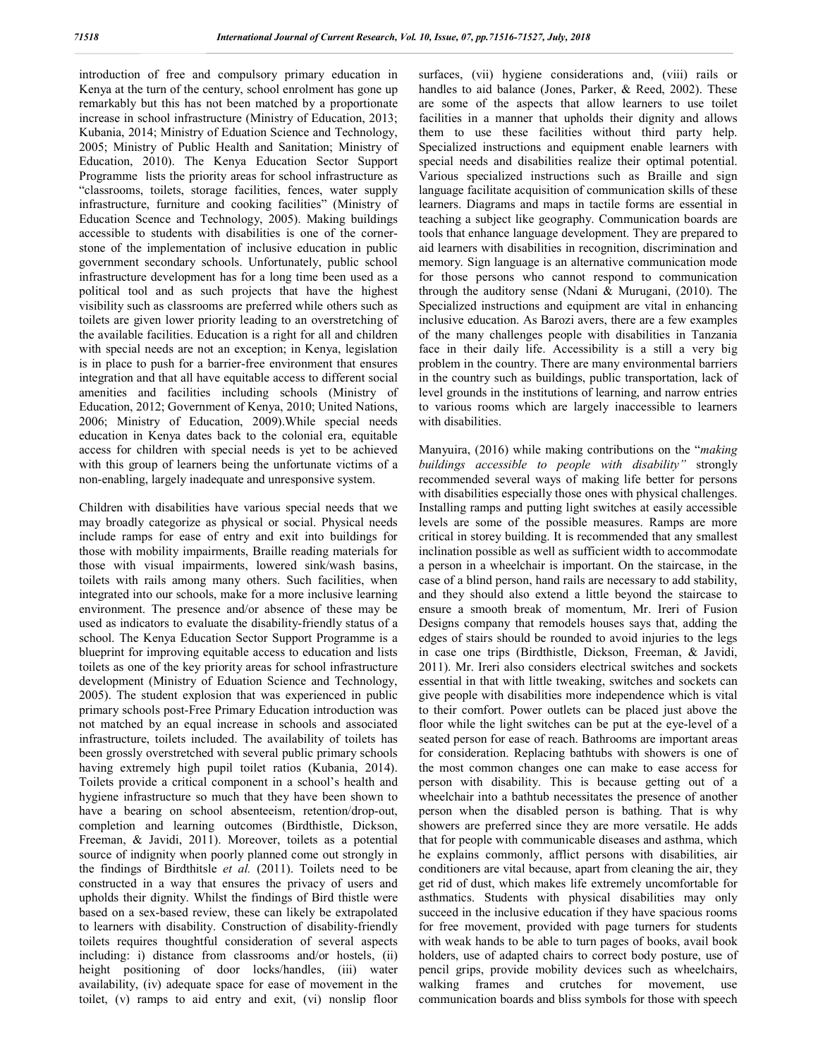introduction of free and compulsory primary education in Kenya at the turn of the century, school enrolment has gone up remarkably but this has not been matched by a proportionate increase in school infrastructure (Ministry of Education, 2013; Kubania, 2014; Ministry of Eduation Science and Technology, 2005; Ministry of Public Health and Sanitation; Ministry of Education, 2010). The Kenya Education Sector Support Programme lists the priority areas for school infrastructure as "classrooms, toilets, storage facilities, fences, water supply infrastructure, furniture and cooking facilities" (Ministry of Education Scence and Technology, 2005). Making buildings accessible to students with disabilities is one of the corner-stone of the implementation of inclusive education in public government secondary schools. Unfortunately, public school infrastructure development has for a long time been used as a political tool and as such projects that have the highest visibility such as classrooms are preferred while others such as toilets are given lower priority leading to an overstretching of the available facilities. Education is a right for all and children with special needs are not an exception; in Kenya, legislation is in place to push for a barrier-free environment that ensures integration and that all have equitable access to different social amenities and facilities including schools (Ministry of Education, 2012; Government of Kenya, 2010; United Nations, 2006; Ministry of Education, 2009).While special needs education in Kenya dates back to the colonial era, equitable access for children with special needs is yet to be achieved with this group of learners being the unfortunate victims of a non-enabling, largely inadequate and unresponsive system.

Children with disabilities have various special needs that we may broadly categorize as physical or social. Physical needs include ramps for ease of entry and exit into buildings for those with mobility impairments, Braille reading materials for those with visual impairments, lowered sink/wash basins, toilets with rails among many others. Such facilities, when integrated into our schools, make for a more inclusive learning environment. The presence and/or absence of these may be used as indicators to evaluate the disability-friendly status of a school. The Kenya Education Sector Support Programme is a blueprint for improving equitable access to education and lists toilets as one of the key priority areas for school infrastructure development (Ministry of Eduation Science and Technology, 2005). The student explosion that was experienced in public primary schools post-Free Primary Education introduction was not matched by an equal increase in schools and associated infrastructure, toilets included. The availability of toilets has been grossly overstretched with several public primary schools having extremely high pupil toilet ratios (Kubania, 2014). Toilets provide a critical component in a school's health and hygiene infrastructure so much that they have been shown to have a bearing on school absenteeism, retention/drop-out, completion and learning outcomes (Birdthistle, Dickson, Freeman, & Javidi, 2011). Moreover, toilets as a potential source of indignity when poorly planned come out strongly in the findings of Birdthitsle *et al.* (2011). Toilets need to be constructed in a way that ensures the privacy of users and upholds their dignity. Whilst the findings of Bird thistle were based on a sex-based review, these can likely be extrapolated to learners with disability. Construction of disability-friendly toilets requires thoughtful consideration of several aspects including: i) distance from classrooms and/or hostels, (ii) height positioning of door locks/handles, (iii) water availability, (iv) adequate space for ease of movement in the toilet, (v) ramps to aid entry and exit, (vi) nonslip floor surfaces, (vii) hygiene considerations and, (viii) rails or handles to aid balance (Jones, Parker, & Reed, 2002). These are some of the aspects that allow learners to use toilet facilities in a manner that upholds their dignity and allows them to use these facilities without third party help. Specialized instructions and equipment enable learners with special needs and disabilities realize their optimal potential. Various specialized instructions such as Braille and sign language facilitate acquisition of communication skills of these learners. Diagrams and maps in tactile forms are essential in teaching a subject like geography. Communication boards are tools that enhance language development. They are prepared to aid learners with disabilities in recognition, discrimination and memory. Sign language is an alternative communication mode for those persons who cannot respond to communication through the auditory sense (Ndani & Murugani, (2010). The Specialized instructions and equipment are vital in enhancing inclusive education. As Barozi avers, there are a few examples of the many challenges people with disabilities in Tanzania face in their daily life. Accessibility is a still a very big problem in the country. There are many environmental barriers in the country such as buildings, public transportation, lack of level grounds in the institutions of learning, and narrow entries to various rooms which are largely inaccessible to learners with disabilities.

Manyuira, (2016) while making contributions on the "*making buildings accessible to people with disability"* strongly recommended several ways of making life better for persons with disabilities especially those ones with physical challenges. Installing ramps and putting light switches at easily accessible levels are some of the possible measures. Ramps are more critical in storey building. It is recommended that any smallest inclination possible as well as sufficient width to accommodate a person in a wheelchair is important. On the staircase, in the case of a blind person, hand rails are necessary to add stability, and they should also extend a little beyond the staircase to ensure a smooth break of momentum, Mr. Ireri of Fusion Designs company that remodels houses says that, adding the edges of stairs should be rounded to avoid injuries to the legs in case one trips (Birdthistle, Dickson, Freeman, & Javidi, 2011). Mr. Ireri also considers electrical switches and sockets essential in that with little tweaking, switches and sockets can give people with disabilities more independence which is vital to their comfort. Power outlets can be placed just above the floor while the light switches can be put at the eye-level of a seated person for ease of reach. Bathrooms are important areas for consideration. Replacing bathtubs with showers is one of the most common changes one can make to ease access for person with disability. This is because getting out of a wheelchair into a bathtub necessitates the presence of another person when the disabled person is bathing. That is why showers are preferred since they are more versatile. He adds that for people with communicable diseases and asthma, which he explains commonly, afflict persons with disabilities, air conditioners are vital because, apart from cleaning the air, they get rid of dust, which makes life extremely uncomfortable for asthmatics. Students with physical disabilities may only succeed in the inclusive education if they have spacious rooms for free movement, provided with page turners for students with weak hands to be able to turn pages of books, avail book holders, use of adapted chairs to correct body posture, use of pencil grips, provide mobility devices such as wheelchairs, walking frames and crutches for movement, use communication boards and bliss symbols for those with speech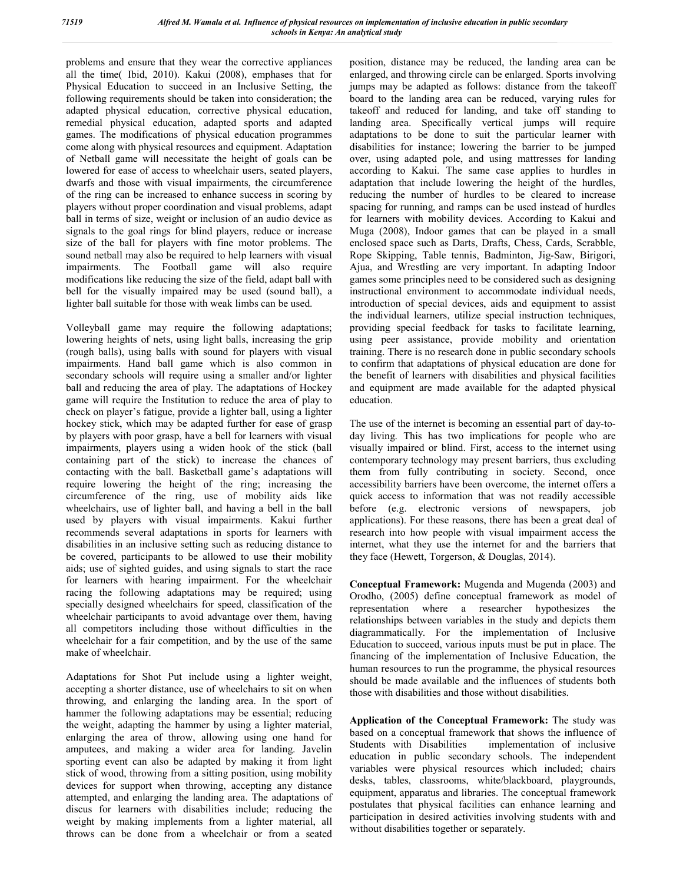problems and ensure that they wear the corrective appliances all the time( Ibid, 2010). Kakui (2008), emphases that for Physical Education to succeed in an Inclusive Setting, the following requirements should be taken into consideration; the adapted physical education, corrective physical education, remedial physical education, adapted sports and adapted games. The modifications of physical education programmes come along with physical resources and equipment. Adaptation of Netball game will necessitate the height of goals can be lowered for ease of access to wheelchair users, seated players, dwarfs and those with visual impairments, the circumference of the ring can be increased to enhance success in scoring by players without proper coordination and visual problems, adapt ball in terms of size, weight or inclusion of an audio device as signals to the goal rings for blind players, reduce or increase size of the ball for players with fine motor problems. The sound netball may also be required to help learners with visual impairments. The Football game will also require modifications like reducing the size of the field, adapt ball with bell for the visually impaired may be used (sound ball), a lighter ball suitable for those with weak limbs can be used.

Volleyball game may require the following adaptations; lowering heights of nets, using light balls, increasing the grip (rough balls), using balls with sound for players with visual impairments. Hand ball game which is also common in secondary schools will require using a smaller and/or lighter ball and reducing the area of play. The adaptations of Hockey game will require the Institution to reduce the area of play to check on player's fatigue, provide a lighter ball, using a lighter hockey stick, which may be adapted further for ease of grasp by players with poor grasp, have a bell for learners with visual impairments, players using a widen hook of the stick (ball containing part of the stick) to increase the chances of contacting with the ball. Basketball game's adaptations will require lowering the height of the ring; increasing the circumference of the ring, use of mobility aids like wheelchairs, use of lighter ball, and having a bell in the ball used by players with visual impairments. Kakui further recommends several adaptations in sports for learners with disabilities in an inclusive setting such as reducing distance to be covered, participants to be allowed to use their mobility aids; use of sighted guides, and using signals to start the race for learners with hearing impairment. For the wheelchair racing the following adaptations may be required; using specially designed wheelchairs for speed, classification of the wheelchair participants to avoid advantage over them, having all competitors including those without difficulties in the wheelchair for a fair competition, and by the use of the same make of wheelchair.

Adaptations for Shot Put include using a lighter weight, accepting a shorter distance, use of wheelchairs to sit on when throwing, and enlarging the landing area. In the sport of hammer the following adaptations may be essential; reducing the weight, adapting the hammer by using a lighter material, enlarging the area of throw, allowing using one hand for amputees, and making a wider area for landing. Javelin sporting event can also be adapted by making it from light stick of wood, throwing from a sitting position, using mobility devices for support when throwing, accepting any distance attempted, and enlarging the landing area. The adaptations of discus for learners with disabilities include; reducing the weight by making implements from a lighter material, all throws can be done from a wheelchair or from a seated position, distance may be reduced, the landing area can be enlarged, and throwing circle can be enlarged. Sports involving jumps may be adapted as follows: distance from the takeoff board to the landing area can be reduced, varying rules for takeoff and reduced for landing, and take off standing to landing area. Specifically vertical jumps will require adaptations to be done to suit the particular learner with disabilities for instance; lowering the barrier to be jumped over, using adapted pole, and using mattresses for landing according to Kakui. The same case applies to hurdles in adaptation that include lowering the height of the hurdles, reducing the number of hurdles to be cleared to increase spacing for running, and ramps can be used instead of hurdles for learners with mobility devices. According to Kakui and Muga (2008), Indoor games that can be played in a small enclosed space such as Darts, Drafts, Chess, Cards, Scrabble, Rope Skipping, Table tennis, Badminton, Jig-Saw, Birigori, Ajua, and Wrestling are very important. In adapting Indoor games some principles need to be considered such as designing instructional environment to accommodate individual needs, introduction of special devices, aids and equipment to assist the individual learners, utilize special instruction techniques, providing special feedback for tasks to facilitate learning, using peer assistance, provide mobility and orientation training. There is no research done in public secondary schools to confirm that adaptations of physical education are done for the benefit of learners with disabilities and physical facilities and equipment are made available for the adapted physical education.

The use of the internet is becoming an essential part of day-to-day living. This has two implications for people who are visually impaired or blind. First, access to the internet using contemporary technology may present barriers, thus excluding them from fully contributing in society. Second, once accessibility barriers have been overcome, the internet offers a quick access to information that was not readily accessible before (e.g. electronic versions of newspapers, job applications). For these reasons, there has been a great deal of research into how people with visual impairment access the internet, what they use the internet for and the barriers that they face (Hewett, Torgerson, & Douglas, 2014).

**Conceptual Framework:** Mugenda and Mugenda (2003) and Orodho, (2005) define conceptual framework as model of representation where a researcher hypothesizes the relationships between variables in the study and depicts them diagrammatically. For the implementation of Inclusive Education to succeed, various inputs must be put in place. The financing of the implementation of Inclusive Education, the human resources to run the programme, the physical resources should be made available and the influences of students both those with disabilities and those without disabilities.

**Application of the Conceptual Framework:** The study was based on a conceptual framework that shows the influence of Students with Disabilities implementation of inclusive education in public secondary schools. The independent variables were physical resources which included; chairs desks, tables, classrooms, white/blackboard, playgrounds, equipment, apparatus and libraries. The conceptual framework postulates that physical facilities can enhance learning and participation in desired activities involving students with and without disabilities together or separately.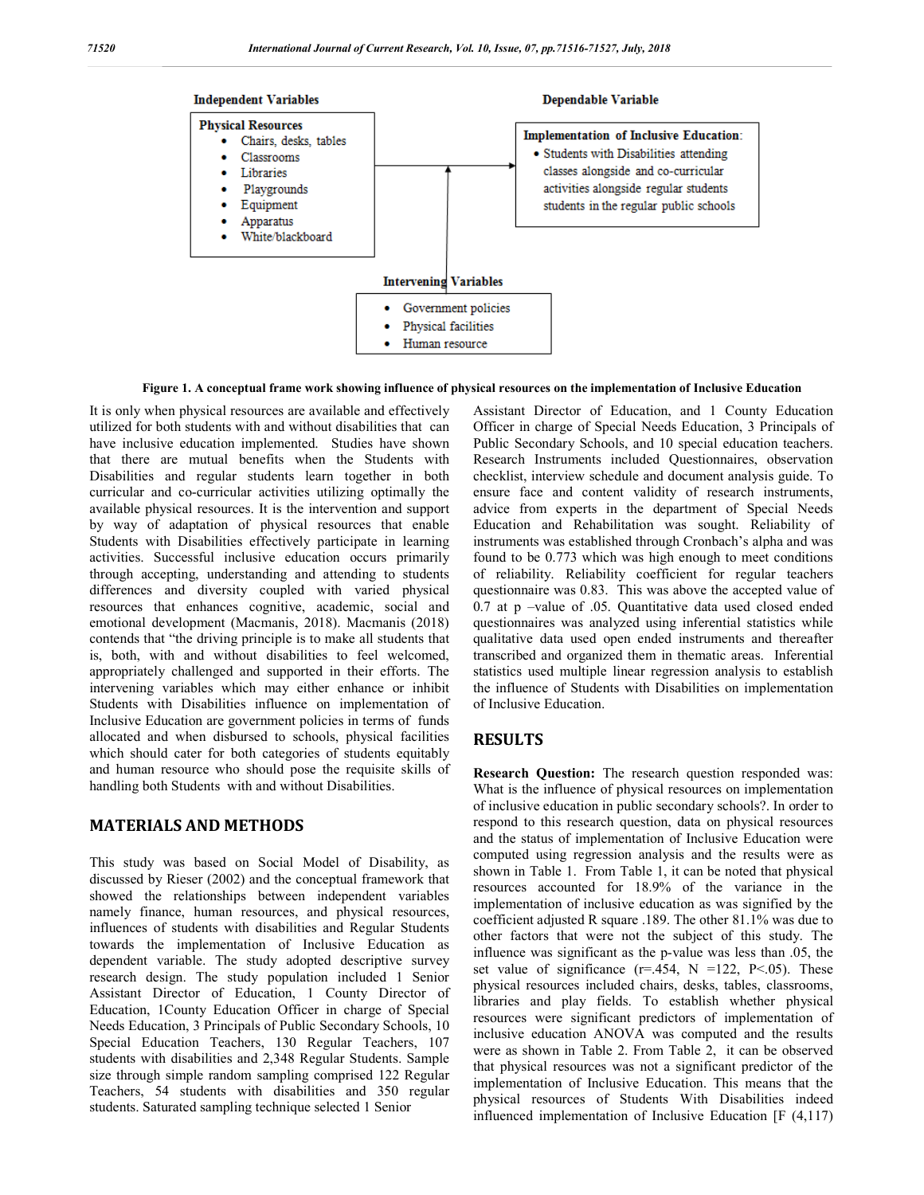**Independent Variables**

**Physical Resources**
- Chairs, desks, tables
- Classrooms
- Libraries
- Playgrounds
- Equipment
- Apparatus
- White/blackboard

**Dependable Variable**

**Implementation of Inclusive Education**:
- Students with Disabilities attending classes alongside and co-curricular activities alongside regular students students in the regular public schools

**Intervening Variables**
- Government policies
- Physical facilities
- Human resource

**Figure 1. A conceptual frame work showing influence of physical resources on the implementation of Inclusive Education**

It is only when physical resources are available and effectively utilized for both students with and without disabilities that can have inclusive education implemented. Studies have shown that there are mutual benefits when the Students with Disabilities and regular students learn together in both curricular and co-curricular activities utilizing optimally the available physical resources. It is the intervention and support by way of adaptation of physical resources that enable Students with Disabilities effectively participate in learning activities. Successful inclusive education occurs primarily through accepting, understanding and attending to students differences and diversity coupled with varied physical resources that enhances cognitive, academic, social and emotional development (Macmanis, 2018). Macmanis (2018) contends that "the driving principle is to make all students that is, both, with and without disabilities to feel welcomed, appropriately challenged and supported in their efforts. The intervening variables which may either enhance or inhibit Students with Disabilities influence on implementation of Inclusive Education are government policies in terms of funds allocated and when disbursed to schools, physical facilities which should cater for both categories of students equitably and human resource who should pose the requisite skills of handling both Students with and without Disabilities.

## MATERIALS AND METHODS

This study was based on Social Model of Disability, as discussed by Rieser (2002) and the conceptual framework that showed the relationships between independent variables namely finance, human resources, and physical resources, influences of students with disabilities and Regular Students towards the implementation of Inclusive Education as dependent variable. The study adopted descriptive survey research design. The study population included 1 Senior Assistant Director of Education, 1 County Director of Education, 1County Education Officer in charge of Special Needs Education, 3 Principals of Public Secondary Schools, 10 Special Education Teachers, 130 Regular Teachers, 107 students with disabilities and 2,348 Regular Students. Sample size through simple random sampling comprised 122 Regular Teachers, 54 students with disabilities and 350 regular students. Saturated sampling technique selected 1 Senior Assistant Director of Education, and 1 County Education Officer in charge of Special Needs Education, 3 Principals of Public Secondary Schools, and 10 special education teachers. Research Instruments included Questionnaires, observation checklist, interview schedule and document analysis guide. To ensure face and content validity of research instruments, advice from experts in the department of Special Needs Education and Rehabilitation was sought. Reliability of instruments was established through Cronbach's alpha and was found to be 0.773 which was high enough to meet conditions of reliability. Reliability coefficient for regular teachers questionnaire was 0.83. This was above the accepted value of 0.7 at p –value of .05. Quantitative data used closed ended questionnaires was analyzed using inferential statistics while qualitative data used open ended instruments and thereafter transcribed and organized them in thematic areas. Inferential statistics used multiple linear regression analysis to establish the influence of Students with Disabilities on implementation of Inclusive Education.

## RESULTS

**Research Question:** The research question responded was: What is the influence of physical resources on implementation of inclusive education in public secondary schools?. In order to respond to this research question, data on physical resources and the status of implementation of Inclusive Education were computed using regression analysis and the results were as shown in Table 1. From Table 1, it can be noted that physical resources accounted for 18.9% of the variance in the implementation of inclusive education as was signified by the coefficient adjusted R square .189. The other 81.1% was due to other factors that were not the subject of this study. The influence was significant as the p-value was less than .05, the set value of significance ($r=.454$, $N=122$, $P<.05$). These physical resources included chairs, desks, tables, classrooms, libraries and play fields. To establish whether physical resources were significant predictors of implementation of inclusive education ANOVA was computed and the results were as shown in Table 2. From Table 2, it can be observed that physical resources was not a significant predictor of the implementation of Inclusive Education. This means that the physical resources of Students With Disabilities indeed influenced implementation of Inclusive Education [F (4,117)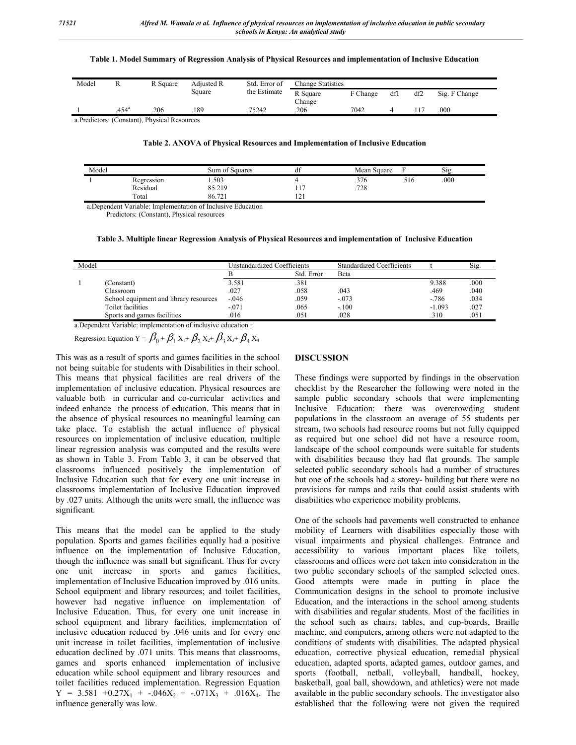**Table 1. Model Summary of Regression Analysis of Physical Resources and implementation of Inclusive Education**

| Model | R | R Square | Adjusted R Square | Std. Error of the Estimate | Change Statistics | | | | |
|---|---|---|---|---|---|---|---|---|---|
| | | | | | R Square Change | F Change | df1 | df2 | Sig. F Change |
| 1 | .454[a] | .206 | .189 | .75242 | .206 | 7042 | 4 | 117 | .000 |

a.Predictors: (Constant), Physical Resources

**Table 2. ANOVA of Physical Resources and Implementation of Inclusive Education**

| Model | | Sum of Squares | df | Mean Square | F | Sig. |
|---|---|---|---|---|---|---|
| 1 | Regression | 1.503 | 4 | .376 | .516 | .000 |
| | Residual | 85.219 | 117 | .728 | | |
| | Total | 86.721 | 121 | | | |

a.Dependent Variable: Implementation of Inclusive Education
Predictors: (Constant), Physical resources

**Table 3. Multiple linear Regression Analysis of Physical Resources and implementation of Inclusive Education**

| Model | | Unstandardized Coefficients | | Standardized Coefficients | t | Sig. |
|---|---|---|---|---|---|---|
| | | B | Std. Error | Beta | | |
| 1 | (Constant) | 3.581 | .381 | | 9.388 | .000 |
| | Classroom | .027 | .058 | .043 | .469 | .040 |
| | School equipment and library resources | -.046 | .059 | -.073 | -.786 | .034 |
| | Toilet facilities | -.071 | .065 | -.100 | -1.093 | .027 |
| | Sports and games facilities | .016 | .051 | .028 | .310 | .051 |

a.Dependent Variable: implementation of inclusive education :

Regression Equation $Y = \beta_0 + \beta_1 X_1 + \beta_2 X_2 + \beta_3 X_3 + \beta_4 X_4$

This was as a result of sports and games facilities in the school not being suitable for students with Disabilities in their school. This means that physical facilities are real drivers of the implementation of inclusive education. Physical resources are valuable both in curricular and co-curricular activities and indeed enhance the process of education. This means that in the absence of physical resources no meaningful learning can take place. To establish the actual influence of physical resources on implementation of inclusive education, multiple linear regression analysis was computed and the results were as shown in Table 3. From Table 3, it can be observed that classrooms influenced positively the implementation of Inclusive Education such that for every one unit increase in classrooms implementation of Inclusive Education improved by .027 units. Although the units were small, the influence was significant.

This means that the model can be applied to the study population. Sports and games facilities equally had a positive influence on the implementation of Inclusive Education, though the influence was small but significant. Thus for every one unit increase in sports and games facilities, implementation of Inclusive Education improved by .016 units. School equipment and library resources; and toilet facilities, however had negative influence on implementation of Inclusive Education. Thus, for every one unit increase in school equipment and library facilities, implementation of inclusive education reduced by .046 units and for every one unit increase in toilet facilities, implementation of inclusive education declined by .071 units. This means that classrooms, games and sports enhanced implementation of inclusive education while school equipment and library resources and toilet facilities reduced implementation. Regression Equation $Y = 3.581 + 0.27X_1 + -.046X_2 + -.071X_3 + .016X_4$. The influence generally was low.

## DISCUSSION

These findings were supported by findings in the observation checklist by the Researcher the following were noted in the sample public secondary schools that were implementing Inclusive Education: there was overcrowding student populations in the classroom an average of 55 students per stream, two schools had resource rooms but not fully equipped as required but one school did not have a resource room, landscape of the school compounds were suitable for students with disabilities because they had flat grounds. The sample selected public secondary schools had a number of structures but one of the schools had a storey- building but there were no provisions for ramps and rails that could assist students with disabilities who experience mobility problems.

One of the schools had pavements well constructed to enhance mobility of Learners with disabilities especially those with visual impairments and physical challenges. Entrance and accessibility to various important places like toilets, classrooms and offices were not taken into consideration in the two public secondary schools of the sampled selected ones. Good attempts were made in putting in place the Communication designs in the school to promote inclusive Education, and the interactions in the school among students with disabilities and regular students. Most of the facilities in the school such as chairs, tables, and cup-boards, Braille machine, and computers, among others were not adapted to the conditions of students with disabilities. The adapted physical education, corrective physical education, remedial physical education, adapted sports, adapted games, outdoor games, and sports (football, netball, volleyball, handball, hockey, basketball, goal ball, showdown, and athletics) were not made available in the public secondary schools. The investigator also established that the following were not given the required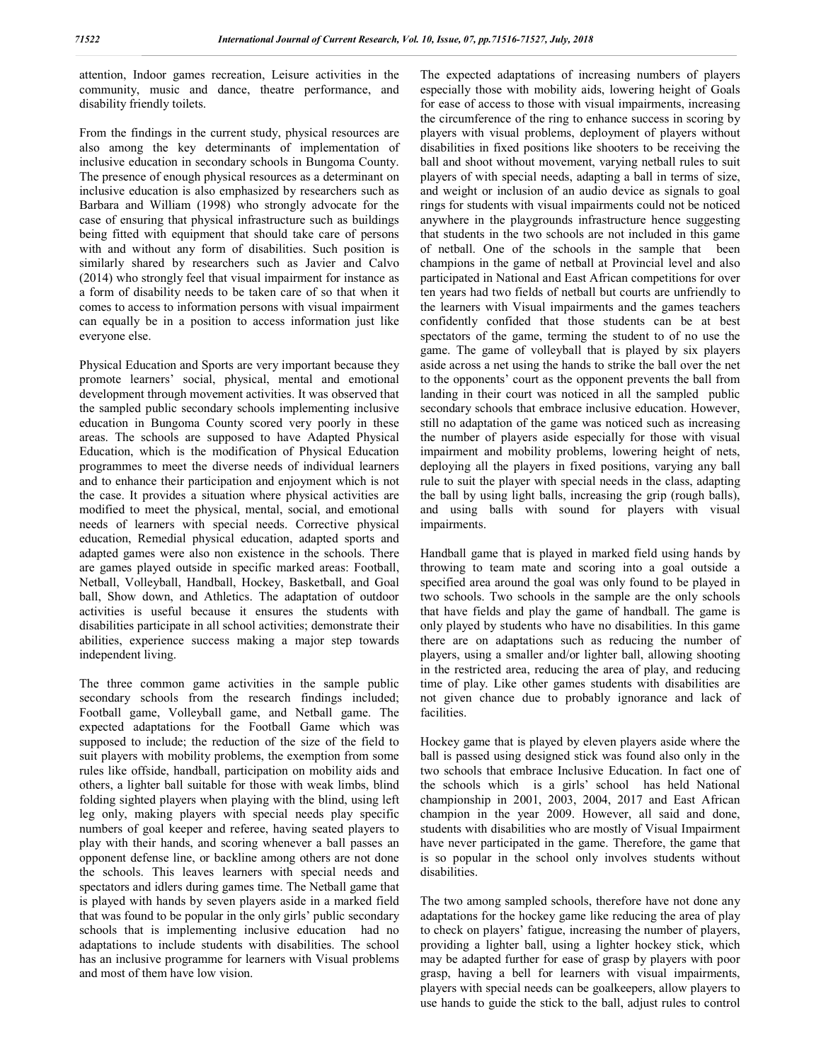attention, Indoor games recreation, Leisure activities in the community, music and dance, theatre performance, and disability friendly toilets.

From the findings in the current study, physical resources are also among the key determinants of implementation of inclusive education in secondary schools in Bungoma County. The presence of enough physical resources as a determinant on inclusive education is also emphasized by researchers such as Barbara and William (1998) who strongly advocate for the case of ensuring that physical infrastructure such as buildings being fitted with equipment that should take care of persons with and without any form of disabilities. Such position is similarly shared by researchers such as Javier and Calvo (2014) who strongly feel that visual impairment for instance as a form of disability needs to be taken care of so that when it comes to access to information persons with visual impairment can equally be in a position to access information just like everyone else.

Physical Education and Sports are very important because they promote learners' social, physical, mental and emotional development through movement activities. It was observed that the sampled public secondary schools implementing inclusive education in Bungoma County scored very poorly in these areas. The schools are supposed to have Adapted Physical Education, which is the modification of Physical Education programmes to meet the diverse needs of individual learners and to enhance their participation and enjoyment which is not the case. It provides a situation where physical activities are modified to meet the physical, mental, social, and emotional needs of learners with special needs. Corrective physical education, Remedial physical education, adapted sports and adapted games were also non existence in the schools. There are games played outside in specific marked areas: Football, Netball, Volleyball, Handball, Hockey, Basketball, and Goal ball, Show down, and Athletics. The adaptation of outdoor activities is useful because it ensures the students with disabilities participate in all school activities; demonstrate their abilities, experience success making a major step towards independent living.

The three common game activities in the sample public secondary schools from the research findings included; Football game, Volleyball game, and Netball game. The expected adaptations for the Football Game which was supposed to include; the reduction of the size of the field to suit players with mobility problems, the exemption from some rules like offside, handball, participation on mobility aids and others, a lighter ball suitable for those with weak limbs, blind folding sighted players when playing with the blind, using left leg only, making players with special needs play specific numbers of goal keeper and referee, having seated players to play with their hands, and scoring whenever a ball passes an opponent defense line, or backline among others are not done the schools. This leaves learners with special needs and spectators and idlers during games time. The Netball game that is played with hands by seven players aside in a marked field that was found to be popular in the only girls' public secondary schools that is implementing inclusive education had no adaptations to include students with disabilities. The school has an inclusive programme for learners with Visual problems and most of them have low vision.

The expected adaptations of increasing numbers of players especially those with mobility aids, lowering height of Goals for ease of access to those with visual impairments, increasing the circumference of the ring to enhance success in scoring by players with visual problems, deployment of players without disabilities in fixed positions like shooters to be receiving the ball and shoot without movement, varying netball rules to suit players of with special needs, adapting a ball in terms of size, and weight or inclusion of an audio device as signals to goal rings for students with visual impairments could not be noticed anywhere in the playgrounds infrastructure hence suggesting that students in the two schools are not included in this game of netball. One of the schools in the sample that been champions in the game of netball at Provincial level and also participated in National and East African competitions for over ten years had two fields of netball but courts are unfriendly to the learners with Visual impairments and the games teachers confidently confided that those students can be at best spectators of the game, terming the student to of no use the game. The game of volleyball that is played by six players aside across a net using the hands to strike the ball over the net to the opponents' court as the opponent prevents the ball from landing in their court was noticed in all the sampled public secondary schools that embrace inclusive education. However, still no adaptation of the game was noticed such as increasing the number of players aside especially for those with visual impairment and mobility problems, lowering height of nets, deploying all the players in fixed positions, varying any ball rule to suit the player with special needs in the class, adapting the ball by using light balls, increasing the grip (rough balls), and using balls with sound for players with visual impairments.

Handball game that is played in marked field using hands by throwing to team mate and scoring into a goal outside a specified area around the goal was only found to be played in two schools. Two schools in the sample are the only schools that have fields and play the game of handball. The game is only played by students who have no disabilities. In this game there are on adaptations such as reducing the number of players, using a smaller and/or lighter ball, allowing shooting in the restricted area, reducing the area of play, and reducing time of play. Like other games students with disabilities are not given chance due to probably ignorance and lack of facilities.

Hockey game that is played by eleven players aside where the ball is passed using designed stick was found also only in the two schools that embrace Inclusive Education. In fact one of the schools which is a girls' school has held National championship in 2001, 2003, 2004, 2017 and East African champion in the year 2009. However, all said and done, students with disabilities who are mostly of Visual Impairment have never participated in the game. Therefore, the game that is so popular in the school only involves students without disabilities.

The two among sampled schools, therefore have not done any adaptations for the hockey game like reducing the area of play to check on players' fatigue, increasing the number of players, providing a lighter ball, using a lighter hockey stick, which may be adapted further for ease of grasp by players with poor grasp, having a bell for learners with visual impairments, players with special needs can be goalkeepers, allow players to use hands to guide the stick to the ball, adjust rules to control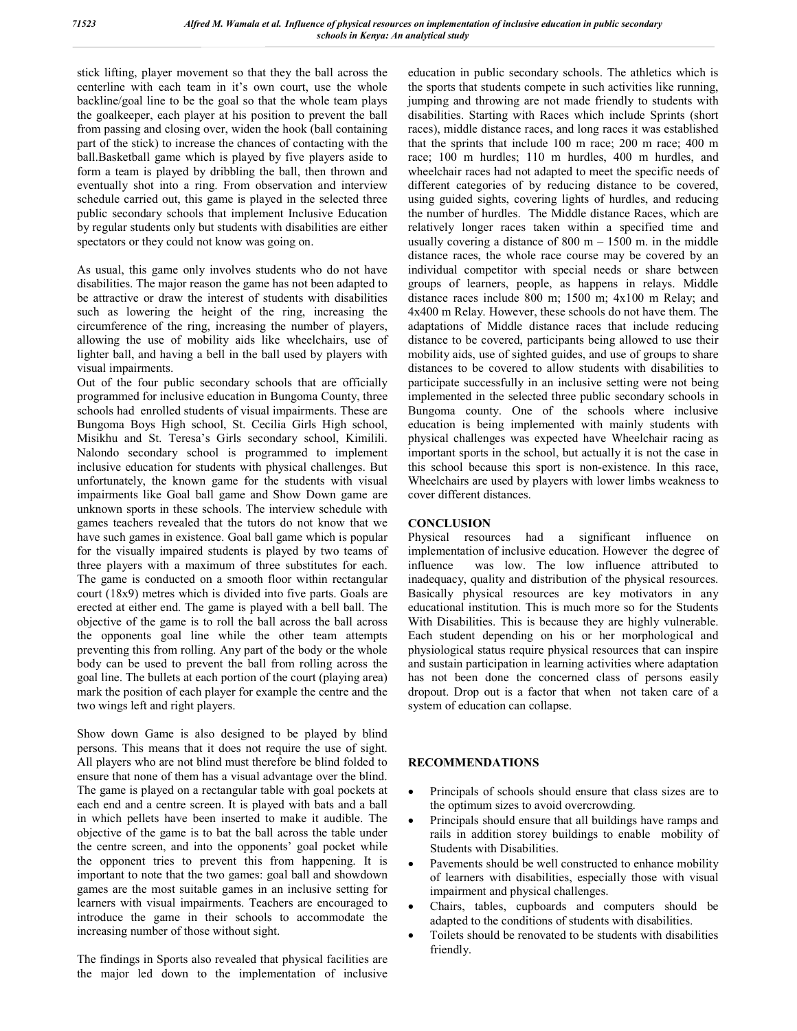stick lifting, player movement so that they the ball across the centerline with each team in it's own court, use the whole backline/goal line to be the goal so that the whole team plays the goalkeeper, each player at his position to prevent the ball from passing and closing over, widen the hook (ball containing part of the stick) to increase the chances of contacting with the ball.Basketball game which is played by five players aside to form a team is played by dribbling the ball, then thrown and eventually shot into a ring. From observation and interview schedule carried out, this game is played in the selected three public secondary schools that implement Inclusive Education by regular students only but students with disabilities are either spectators or they could not know was going on.

As usual, this game only involves students who do not have disabilities. The major reason the game has not been adapted to be attractive or draw the interest of students with disabilities such as lowering the height of the ring, increasing the circumference of the ring, increasing the number of players, allowing the use of mobility aids like wheelchairs, use of lighter ball, and having a bell in the ball used by players with visual impairments.

Out of the four public secondary schools that are officially programmed for inclusive education in Bungoma County, three schools had enrolled students of visual impairments. These are Bungoma Boys High school, St. Cecilia Girls High school, Misikhu and St. Teresa's Girls secondary school, Kimilili. Nalondo secondary school is programmed to implement inclusive education for students with physical challenges. But unfortunately, the known game for the students with visual impairments like Goal ball game and Show Down game are unknown sports in these schools. The interview schedule with games teachers revealed that the tutors do not know that we have such games in existence. Goal ball game which is popular for the visually impaired students is played by two teams of three players with a maximum of three substitutes for each. The game is conducted on a smooth floor within rectangular court (18x9) metres which is divided into five parts. Goals are erected at either end. The game is played with a bell ball. The objective of the game is to roll the ball across the ball across the opponents goal line while the other team attempts preventing this from rolling. Any part of the body or the whole body can be used to prevent the ball from rolling across the goal line. The bullets at each portion of the court (playing area) mark the position of each player for example the centre and the two wings left and right players.

Show down Game is also designed to be played by blind persons. This means that it does not require the use of sight. All players who are not blind must therefore be blind folded to ensure that none of them has a visual advantage over the blind. The game is played on a rectangular table with goal pockets at each end and a centre screen. It is played with bats and a ball in which pellets have been inserted to make it audible. The objective of the game is to bat the ball across the table under the centre screen, and into the opponents' goal pocket while the opponent tries to prevent this from happening. It is important to note that the two games: goal ball and showdown games are the most suitable games in an inclusive setting for learners with visual impairments. Teachers are encouraged to introduce the game in their schools to accommodate the increasing number of those without sight.

The findings in Sports also revealed that physical facilities are the major led down to the implementation of inclusive education in public secondary schools. The athletics which is the sports that students compete in such activities like running, jumping and throwing are not made friendly to students with disabilities. Starting with Races which include Sprints (short races), middle distance races, and long races it was established that the sprints that include 100 m race; 200 m race; 400 m race; 100 m hurdles; 110 m hurdles, 400 m hurdles, and wheelchair races had not adapted to meet the specific needs of different categories of by reducing distance to be covered, using guided sights, covering lights of hurdles, and reducing the number of hurdles. The Middle distance Races, which are relatively longer races taken within a specified time and usually covering a distance of 800 m – 1500 m. in the middle distance races, the whole race course may be covered by an individual competitor with special needs or share between groups of learners, people, as happens in relays. Middle distance races include 800 m; 1500 m; 4x100 m Relay; and 4x400 m Relay. However, these schools do not have them. The adaptations of Middle distance races that include reducing distance to be covered, participants being allowed to use their mobility aids, use of sighted guides, and use of groups to share distances to be covered to allow students with disabilities to participate successfully in an inclusive setting were not being implemented in the selected three public secondary schools in Bungoma county. One of the schools where inclusive education is being implemented with mainly students with physical challenges was expected have Wheelchair racing as important sports in the school, but actually it is not the case in this school because this sport is non-existence. In this race, Wheelchairs are used by players with lower limbs weakness to cover different distances.

## CONCLUSION

Physical resources had a significant influence on implementation of inclusive education. However the degree of influence was low. The low influence attributed to inadequacy, quality and distribution of the physical resources. Basically physical resources are key motivators in any educational institution. This is much more so for the Students With Disabilities. This is because they are highly vulnerable. Each student depending on his or her morphological and physiological status require physical resources that can inspire and sustain participation in learning activities where adaptation has not been done the concerned class of persons easily dropout. Drop out is a factor that when not taken care of a system of education can collapse.

## RECOMMENDATIONS

- Principals of schools should ensure that class sizes are to the optimum sizes to avoid overcrowding.
- Principals should ensure that all buildings have ramps and rails in addition storey buildings to enable mobility of Students with Disabilities.
- Pavements should be well constructed to enhance mobility of learners with disabilities, especially those with visual impairment and physical challenges.
- Chairs, tables, cupboards and computers should be adapted to the conditions of students with disabilities.
- Toilets should be renovated to be students with disabilities friendly.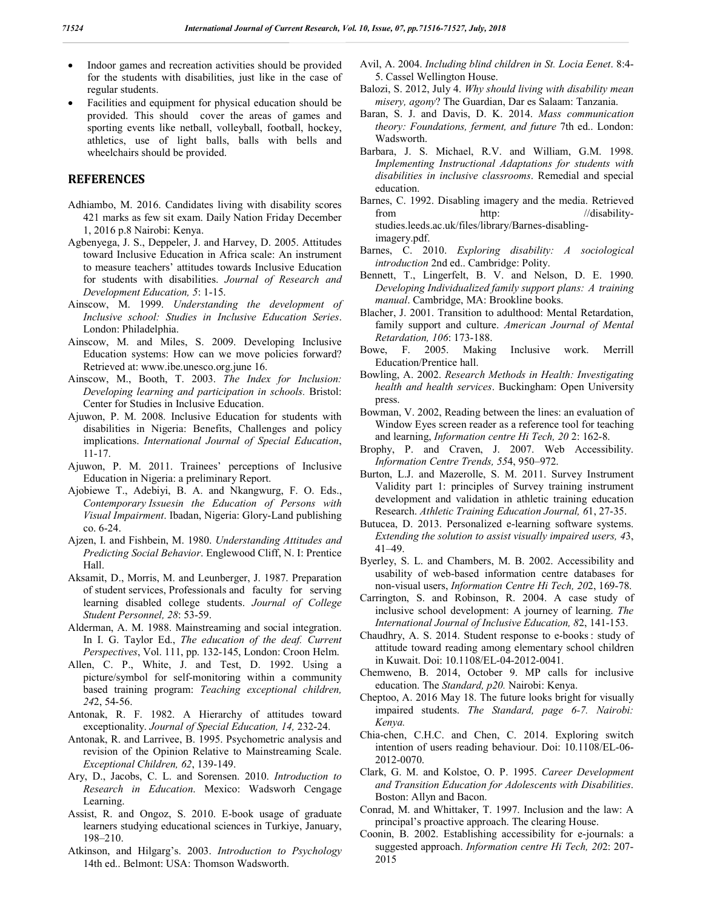- Indoor games and recreation activities should be provided for the students with disabilities, just like in the case of regular students.
- Facilities and equipment for physical education should be provided. This should cover the areas of games and sporting events like netball, volleyball, football, hockey, athletics, use of light balls, balls with bells and wheelchairs should be provided.

## REFERENCES

Adhiambo, M. 2016. Candidates living with disability scores 421 marks as few sit exam. Daily Nation Friday December 1, 2016 p.8 Nairobi: Kenya.

Agbenyega, J. S., Deppeler, J. and Harvey, D. 2005. Attitudes toward Inclusive Education in Africa scale: An instrument to measure teachers' attitudes towards Inclusive Education for students with disabilities. *Journal of Research and Development Education, 5*: 1-15.

Ainscow, M. 1999. *Understanding the development of Inclusive school: Studies in Inclusive Education Series*. London: Philadelphia.

Ainscow, M. and Miles, S. 2009. Developing Inclusive Education systems: How can we move policies forward? Retrieved at: www.ibe.unesco.org.june 16.

Ainscow, M., Booth, T. 2003. *The Index for Inclusion: Developing learning and participation in schools.* Bristol: Center for Studies in Inclusive Education.

Ajuwon, P. M. 2008. Inclusive Education for students with disabilities in Nigeria: Benefits, Challenges and policy implications. *International Journal of Special Education*, 11-17.

Ajuwon, P. M. 2011. Trainees' perceptions of Inclusive Education in Nigeria: a preliminary Report.

Ajobiewe T., Adebiyi, B. A. and Nkangwurg, F. O. Eds., *Contemporary Issuesin the Education of Persons with Visual Impairment*. Ibadan, Nigeria: Glory-Land publishing co. 6-24.

Ajzen, I. and Fishbein, M. 1980. *Understanding Attitudes and Predicting Social Behavior*. Englewood Cliff, N. I: Prentice Hall.

Aksamit, D., Morris, M. and Leunberger, J. 1987. Preparation of student services, Professionals and faculty for serving learning disabled college students. *Journal of College Student Personnel, 28*: 53-59.

Alderman, A. M. 1988. Mainstreaming and social integration. In I. G. Taylor Ed., *The education of the deaf. Current Perspectives*, Vol. 111, pp. 132-145, London: Croon Helm.

Allen, C. P., White, J. and Test, D. 1992. Using a picture/symbol for self-monitoring within a community based training program: *Teaching exceptional children, 24*2, 54-56.

Antonak, R. F. 1982. A Hierarchy of attitudes toward exceptionality. *Journal of Special Education, 14,* 232-24.

Antonak, R. and Larrivee, B. 1995. Psychometric analysis and revision of the Opinion Relative to Mainstreaming Scale. *Exceptional Children, 62*, 139-149.

Ary, D., Jacobs, C. L. and Sorensen. 2010. *Introduction to Research in Education*. Mexico: Wadsworh Cengage Learning.

Assist, R. and Ongoz, S. 2010. E-book usage of graduate learners studying educational sciences in Turkiye, January, 198–210.

Atkinson, and Hilgarg's. 2003. *Introduction to Psychology* 14th ed.. Belmont: USA: Thomson Wadsworth.

Avil, A. 2004. *Including blind children in St. Locia Eenet*. 8:4-5. Cassel Wellington House.

Balozi, S. 2012, July 4. *Why should living with disability mean misery, agony*? The Guardian, Dar es Salaam: Tanzania.

Baran, S. J. and Davis, D. K. 2014. *Mass communication theory: Foundations, ferment, and future* 7th ed.. London: Wadsworth.

Barbara, J. S. Michael, R.V. and William, G.M. 1998. *Implementing Instructional Adaptations for students with disabilities in inclusive classrooms*. Remedial and special education.

Barnes, C. 1992. Disabling imagery and the media. Retrieved from http: //disability-studies.leeds.ac.uk/files/library/Barnes-disabling-imagery.pdf.

Barnes, C. 2010. *Exploring disability: A sociological introduction* 2nd ed.. Cambridge: Polity.

Bennett, T., Lingerfelt, B. V. and Nelson, D. E. 1990. *Developing Individualized family support plans: A training manual*. Cambridge, MA: Brookline books.

Blacher, J. 2001. Transition to adulthood: Mental Retardation, family support and culture. *American Journal of Mental Retardation, 106*: 173-188.

Bowe, F. 2005. Making Inclusive work. Merrill Education/Prentice hall.

Bowling, A. 2002. *Research Methods in Health: Investigating health and health services*. Buckingham: Open University press.

Bowman, V. 2002, Reading between the lines: an evaluation of Window Eyes screen reader as a reference tool for teaching and learning, *Information centre Hi Tech, 20* 2: 162-8.

Brophy, P. and Craven, J. 2007. Web Accessibility. *Information Centre Trends, 55*4, 950–972.

Burton, L.J. and Mazerolle, S. M. 2011. Survey Instrument Validity part 1: principles of Survey training instrument development and validation in athletic training education Research. *Athletic Training Education Journal, 6*1, 27-35.

Butucea, D. 2013. Personalized e-learning software systems. *Extending the solution to assist visually impaired users, 4*3, 41–49.

Byerley, S. L. and Chambers, M. B. 2002. Accessibility and usability of web-based information centre databases for non-visual users, *Information Centre Hi Tech, 20*2, 169-78.

Carrington, S. and Robinson, R. 2004. A case study of inclusive school development: A journey of learning. *The International Journal of Inclusive Education, 8*2, 141-153.

Chaudhry, A. S. 2014. Student response to e-books : study of attitude toward reading among elementary school children in Kuwait. Doi: 10.1108/EL-04-2012-0041.

Chemweno, B. 2014, October 9. MP calls for inclusive education. The *Standard, p20.* Nairobi: Kenya.

Cheptoo, A. 2016 May 18. The future looks bright for visually impaired students. *The Standard, page 6-7. Nairobi: Kenya.*

Chia-chen, C.H.C. and Chen, C. 2014. Exploring switch intention of users reading behaviour. Doi: 10.1108/EL-06-2012-0070.

Clark, G. M. and Kolstoe, O. P. 1995. *Career Development and Transition Education for Adolescents with Disabilities*. Boston: Allyn and Bacon.

Conrad, M. and Whittaker, T. 1997. Inclusion and the law: A principal's proactive approach. The clearing House.

Coonin, B. 2002. Establishing accessibility for e-journals: a suggested approach. *Information centre Hi Tech, 20*2: 207-2015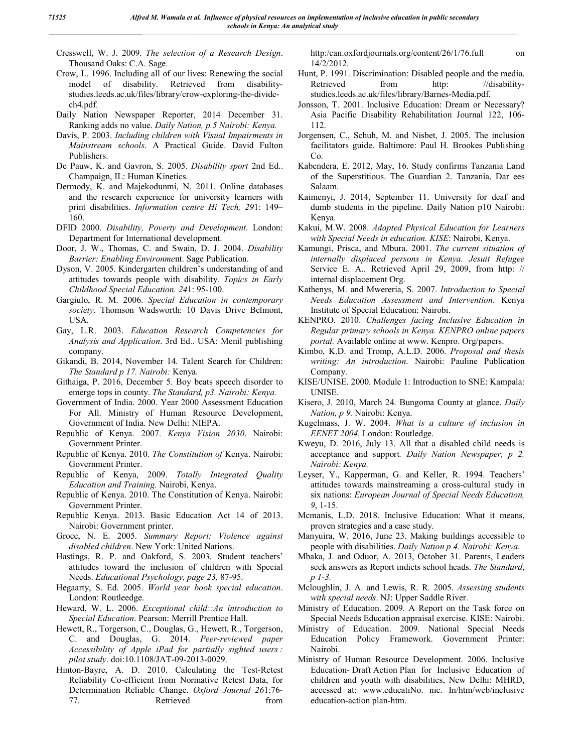Cresswell, W. J. 2009. *The selection of a Research Design*. Thousand Oaks: C.A. Sage.

Crow, L. 1996. Including all of our lives: Renewing the social model of disability. Retrieved from disability-studies.leeds.ac.uk/files/library/crow-exploring-the-divide-ch4.pdf.

Daily Nation Newspaper Reporter, 2014 December 31. Ranking adds no value. *Daily Nation, p.5 Nairobi: Kenya.*

Davis, P. 2003. *Including children with Visual Impairments in Mainstream schools*. A Practical Guide. David Fulton Publishers.

De Pauw, K. and Gavron, S. 2005. *Disability sport* 2nd Ed.. Champaign, IL: Human Kinetics.

Dermody, K. and Majekodunmi, N. 2011. Online databases and the research experience for university learners with print disabilities. *Information centre Hi Tech, 29*1: 149–160.

DFID 2000. *Disability, Poverty and Development*. London: Department for International development.

Door, J. W., Thomas, C. and Swain, D. J. 2004. *Disability Barrier: Enabling Environmen*t. Sage Publication.

Dyson, V. 2005. Kindergarten children's understanding of and attitudes towards people with disability. *Topics in Early Childhood Special Education. 24*1: 95-100.

Gargiulo, R. M. 2006. *Special Education in contemporary society*. Thomson Wadsworth: 10 Davis Drive Belmont, USA.

Gay, L.R. 2003. *Education Research Competencies for Analysis and Application*. 3rd Ed.. USA: Menil publishing company.

Gikandi, B. 2014, November 14. Talent Search for Children: *The Standard p 17. Nairobi:* Kenya.

Githaiga, P. 2016, December 5. Boy beats speech disorder to emerge tops in county. *The Standard, p3. Nairobi: Kenya.*

Government of India. 2000. Year 2000 Assessment Education For All. Ministry of Human Resource Development, Government of India. New Delhi: NIEPA.

Republic of Kenya. 2007. *Kenya Vision 2030*. Nairobi: Government Printer.

Republic of Kenya. 2010. *The Constitution of* Kenya. Nairobi: Government Printer.

Republic of Kenya, 2009. *Totally Integrated Quality Education and Training*. Nairobi, Kenya.

Republic of Kenya. 2010. The Constitution of Kenya. Nairobi: Government Printer.

Republic Kenya. 2013. Basic Education Act 14 of 2013. Nairobi: Government printer.

Groce, N. E. 2005. *Summary Report: Violence against disabled children*. New York: United Nations.

Hastings, R. P. and Oakford, S. 2003. Student teachers' attitudes toward the inclusion of children with Special Needs. *Educational Psychology, page 23,* 87-95.

Hegaarty, S. Ed. 2005. *World year book special education*. London: Routleedge.

Heward, W. L. 2006. *Exceptional child::An introduction to Special Education*. Pearson: Merrill Prentice Hall.

Hewett, R., Torgerson, C., Douglas, G., Hewett, R., Torgerson, C. and Douglas, G. 2014. *Peer-reviewed paper Accessibility of Apple iPad for partially sighted users : pilot study*. doi:10.1108/JAT-09-2013-0029.

Hinton-Bayre, A. D. 2010. Calculating the Test-Retest Reliability Co-efficient from Normative Retest Data, for Determination Reliable Change. *Oxford Journal 26*1:76-77. Retrieved from http:/can.oxfordjournals.org/content/26/1/76.full on 14/2/2012.

Hunt, P. 1991. Discrimination: Disabled people and the media. Retrieved from http: //disability-studies.leeds.ac.uk/files/library/Barnes-Media.pdf.

Jonsson, T. 2001. Inclusive Education: Dream or Necessary? Asia Pacific Disability Rehabilitation Journal 122, 106-112.

Jorgensen, C., Schuh, M. and Nisbet, J. 2005. The inclusion facilitators guide. Baltimore: Paul H. Brookes Publishing Co.

Kabendera, E. 2012, May, 16. Study confirms Tanzania Land of the Superstitious. The Guardian 2. Tanzania, Dar ees Salaam.

Kaimenyi, J. 2014, September 11. University for deaf and dumb students in the pipeline. Daily Nation p10 Nairobi: Kenya.

Kakui, M.W. 2008. *Adapted Physical Education for Learners with Special Needs in education. KISE*: Nairobi, Kenya.

Kamungi, Prisca, and Mbura. 2001. *The current situation of internally displaced persons in Kenya. Jesuit Refugee* Service E. A.. Retrieved April 29, 2009, from http: // internal displacement Org.

Kathenys, M. and Mwereria, S. 2007. *Introduction to Special Needs Education Assessment and Intervention*. Kenya Institute of Special Education: Nairobi.

KENPRO. 2010. *Challenges facing Inclusive Education in Regular primary schools in Kenya. KENPRO online papers portal.* Available online at www. Kenpro. Org/papers.

Kimbo, K.D. and Tromp, A.L.D. 2006. *Proposal and thesis writing: An introduction*. Nairobi: Pauline Publication Company.

KISE/UNISE. 2000. Module 1: Introduction to SNE: Kampala: UNISE.

Kisero, J. 2010, March 24. Bungoma County at glance. *Daily Nation, p 9.* Nairobi: Kenya.

Kugelmass, J. W. 2004. *What is a culture of inclusion in EENET 2004.* London: Routledge.

Kweyu, D. 2016, July 13. All that a disabled child needs is acceptance and support*. Daily Nation Newspaper, p 2. Nairobi: Kenya.*

Leyser, Y., Kapperman, G. and Keller, R. 1994. Teachers' attitudes towards mainstreaming a cross-cultural study in six nations: *European Journal of Special Needs Education, 9*, 1-15.

Mcmanis, L.D. 2018. Inclusive Education: What it means, proven strategies and a case study.

Manyuira, W. 2016, June 23. Making buildings accessible to people with disabilities. *Daily Nation p 4. Nairobi: Kenya.*

Mbaka, J. and Oduor, A. 2013, October 31. Parents, Leaders seek answers as Report indicts school heads. *The Standard*, *p 1-3.*

Mcloughlin, J. A. and Lewis, R. R. 2005. *Assessing students with special needs*. NJ: Upper Saddle River.

Ministry of Education. 2009. A Report on the Task force on Special Needs Education appraisal exercise. KISE: Nairobi.

Ministry of Education. 2009. National Special Needs Education Policy Framework. Government Printer: Nairobi.

Ministry of Human Resource Development. 2006. Inclusive Education- Draft Action Plan for Inclusive Education of children and youth with disabilities, New Delhi: MHRD, accessed at: www.educatiNo. nic. In/htm/web/inclusive education-action plan-htm.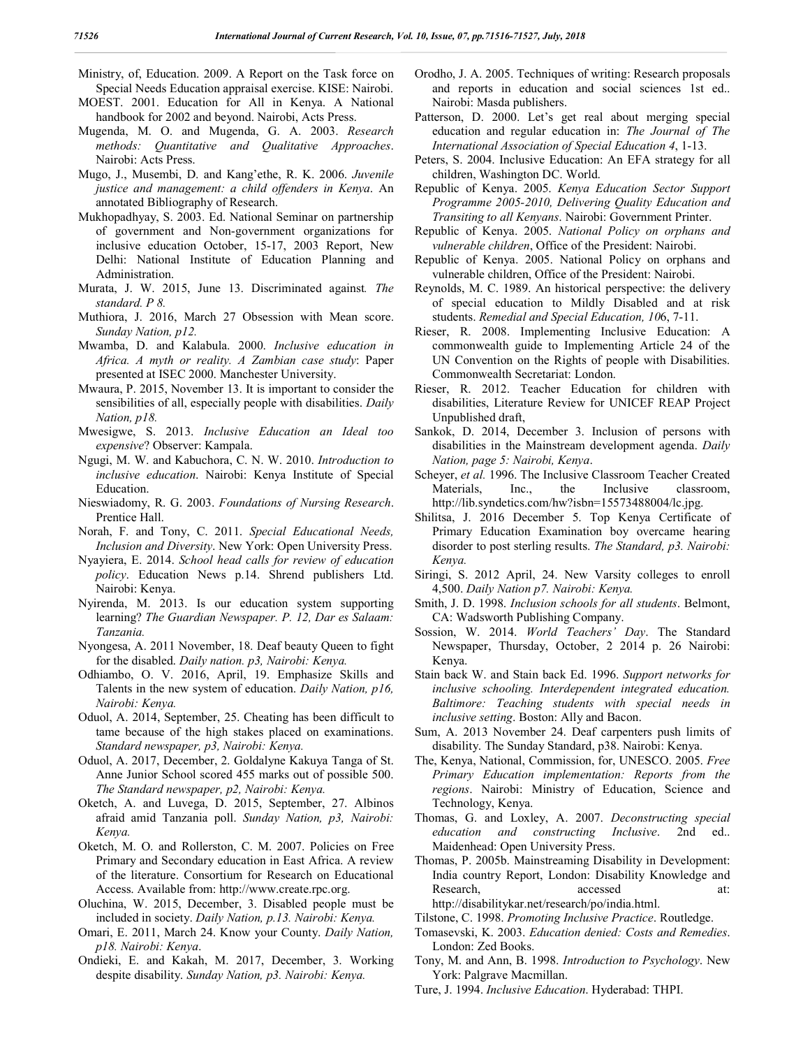Ministry, of, Education. 2009. A Report on the Task force on Special Needs Education appraisal exercise. KISE: Nairobi.

MOEST. 2001. Education for All in Kenya. A National handbook for 2002 and beyond. Nairobi, Acts Press.

Mugenda, M. O. and Mugenda, G. A. 2003. *Research methods: Quantitative and Qualitative Approaches*. Nairobi: Acts Press.

Mugo, J., Musembi, D. and Kang'ethe, R. K. 2006. *Juvenile justice and management: a child offenders in Kenya*. An annotated Bibliography of Research.

Mukhopadhyay, S. 2003. Ed. National Seminar on partnership of government and Non-government organizations for inclusive education October, 15-17, 2003 Report, New Delhi: National Institute of Education Planning and Administration.

Murata, J. W. 2015, June 13. Discriminated against*. The standard. P 8.*

Muthiora, J. 2016, March 27 Obsession with Mean score. *Sunday Nation, p12.*

Mwamba, D. and Kalabula. 2000. *Inclusive education in Africa. A myth or reality. A Zambian case study*: Paper presented at ISEC 2000. Manchester University.

Mwaura, P. 2015, November 13. It is important to consider the sensibilities of all, especially people with disabilities. *Daily Nation, p18.*

Mwesigwe, S. 2013. *Inclusive Education an Ideal too expensive*? Observer: Kampala.

Ngugi, M. W. and Kabuchora, C. N. W. 2010. *Introduction to inclusive education*. Nairobi: Kenya Institute of Special Education.

Nieswiadomy, R. G. 2003. *Foundations of Nursing Research*. Prentice Hall.

Norah, F. and Tony, C. 2011. *Special Educational Needs, Inclusion and Diversity*. New York: Open University Press.

Nyayiera, E. 2014. *School head calls for review of education policy*. Education News p.14. Shrend publishers Ltd. Nairobi: Kenya.

Nyirenda, M. 2013. Is our education system supporting learning? *The Guardian Newspaper. P. 12, Dar es Salaam: Tanzania.*

Nyongesa, A. 2011 November, 18. Deaf beauty Queen to fight for the disabled. *Daily nation. p3, Nairobi: Kenya.*

Odhiambo, O. V. 2016, April, 19. Emphasize Skills and Talents in the new system of education. *Daily Nation, p16, Nairobi: Kenya.*

Oduol, A. 2014, September, 25. Cheating has been difficult to tame because of the high stakes placed on examinations. *Standard newspaper, p3, Nairobi: Kenya.*

Oduol, A. 2017, December, 2. Goldalyne Kakuya Tanga of St. Anne Junior School scored 455 marks out of possible 500. *The Standard newspaper, p2, Nairobi: Kenya.*

Oketch, A. and Luvega, D. 2015, September, 27. Albinos afraid amid Tanzania poll. *Sunday Nation, p3, Nairobi: Kenya.*

Oketch, M. O. and Rollerston, C. M. 2007. Policies on Free Primary and Secondary education in East Africa. A review of the literature. Consortium for Research on Educational Access. Available from: http://www.create.rpc.org.

Oluchina, W. 2015, December, 3. Disabled people must be included in society. *Daily Nation, p.13. Nairobi: Kenya.*

Omari, E. 2011, March 24. Know your County. *Daily Nation, p18. Nairobi: Kenya*.

Ondieki, E. and Kakah, M. 2017, December, 3. Working despite disability. *Sunday Nation, p3. Nairobi: Kenya.*

Orodho, J. A. 2005. Techniques of writing: Research proposals and reports in education and social sciences 1st ed.. Nairobi: Masda publishers.

Patterson, D. 2000. Let's get real about merging special education and regular education in: *The Journal of The International Association of Special Education 4*, 1-13.

Peters, S. 2004. Inclusive Education: An EFA strategy for all children, Washington DC. World.

Republic of Kenya. 2005. *Kenya Education Sector Support Programme 2005-2010, Delivering Quality Education and Transiting to all Kenyans*. Nairobi: Government Printer.

Republic of Kenya. 2005. *National Policy on orphans and vulnerable children*, Office of the President: Nairobi.

Republic of Kenya. 2005. National Policy on orphans and vulnerable children, Office of the President: Nairobi.

Reynolds, M. C. 1989. An historical perspective: the delivery of special education to Mildly Disabled and at risk students. *Remedial and Special Education, 10*6, 7-11.

Rieser, R. 2008. Implementing Inclusive Education: A commonwealth guide to Implementing Article 24 of the UN Convention on the Rights of people with Disabilities. Commonwealth Secretariat: London.

Rieser, R. 2012. Teacher Education for children with disabilities, Literature Review for UNICEF REAP Project Unpublished draft,

Sankok, D. 2014, December 3. Inclusion of persons with disabilities in the Mainstream development agenda. *Daily Nation, page 5: Nairobi, Kenya*.

Scheyer, *et al.* 1996. The Inclusive Classroom Teacher Created Materials, Inc., the Inclusive classroom, http://lib.syndetics.com/hw?isbn=15573488004/lc.jpg.

Shilitsa, J. 2016 December 5. Top Kenya Certificate of Primary Education Examination boy overcame hearing disorder to post sterling results. *The Standard, p3. Nairobi: Kenya.*

Siringi, S. 2012 April, 24. New Varsity colleges to enroll 4,500. *Daily Nation p7. Nairobi: Kenya.*

Smith, J. D. 1998. *Inclusion schools for all students*. Belmont, CA: Wadsworth Publishing Company.

Sossion, W. 2014. *World Teachers' Day*. The Standard Newspaper, Thursday, October, 2 2014 p. 26 Nairobi: Kenya.

Stain back W. and Stain back Ed. 1996. *Support networks for inclusive schooling. Interdependent integrated education. Baltimore: Teaching students with special needs in inclusive setting*. Boston: Ally and Bacon.

Sum, A. 2013 November 24. Deaf carpenters push limits of disability. The Sunday Standard, p38. Nairobi: Kenya.

The, Kenya, National, Commission, for, UNESCO. 2005. *Free Primary Education implementation: Reports from the regions*. Nairobi: Ministry of Education, Science and Technology, Kenya.

Thomas, G. and Loxley, A. 2007. *Deconstructing special education and constructing Inclusive*. 2nd ed.. Maidenhead: Open University Press.

Thomas, P. 2005b. Mainstreaming Disability in Development: India country Report, London: Disability Knowledge and Research, accessed at: http://disabilitykar.net/research/po/india.html.

Tilstone, C. 1998. *Promoting Inclusive Practice*. Routledge.

Tomasevski, K. 2003. *Education denied: Costs and Remedies*. London: Zed Books.

Tony, M. and Ann, B. 1998. *Introduction to Psychology*. New York: Palgrave Macmillan.

Ture, J. 1994. *Inclusive Education*. Hyderabad: THPI.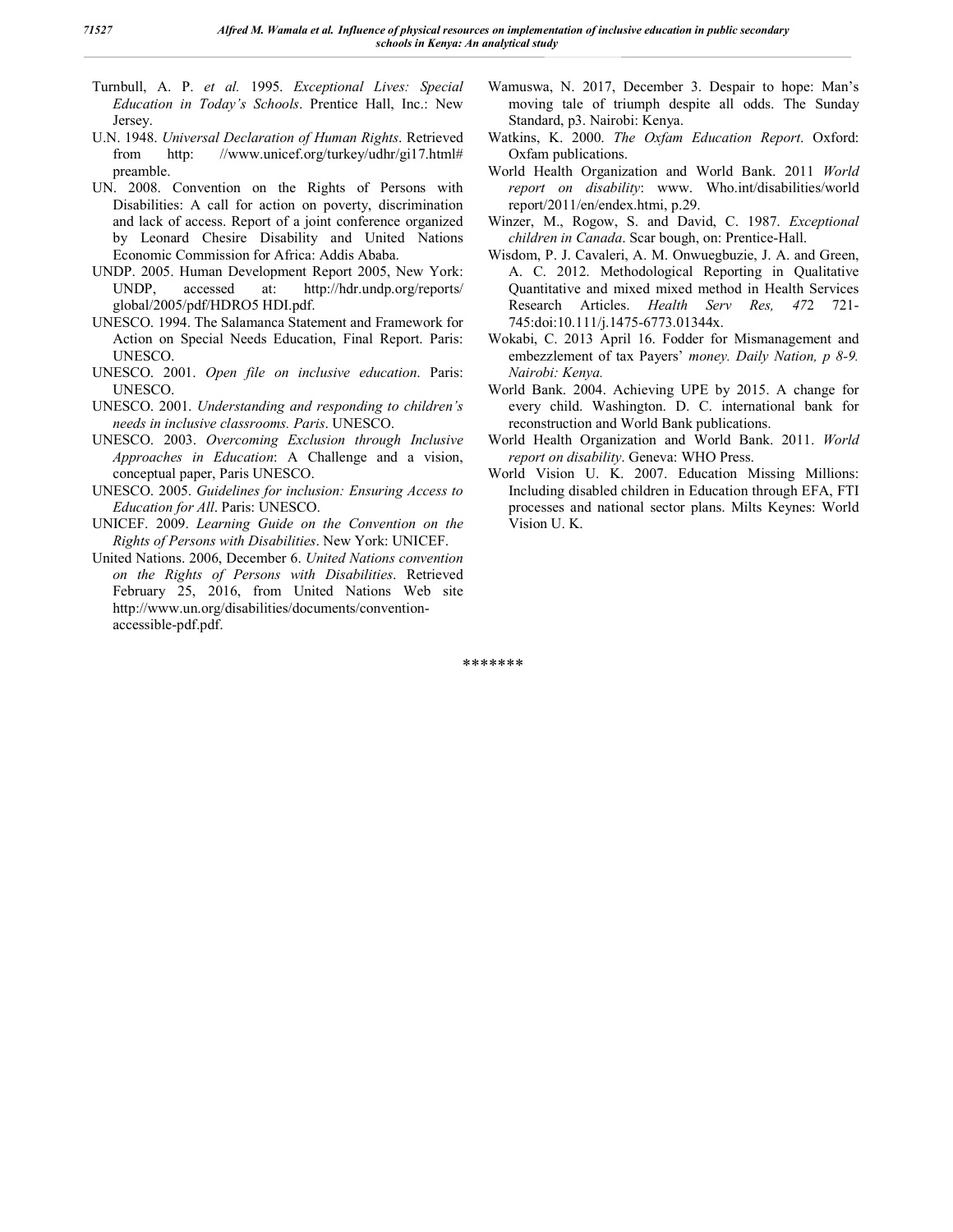Turnbull, A. P. *et al.* 1995. *Exceptional Lives: Special Education in Today's Schools*. Prentice Hall, Inc.: New Jersey.

U.N. 1948. *Universal Declaration of Human Rights*. Retrieved from http: //www.unicef.org/turkey/udhr/gi17.html# preamble.

UN. 2008. Convention on the Rights of Persons with Disabilities: A call for action on poverty, discrimination and lack of access. Report of a joint conference organized by Leonard Chesire Disability and United Nations Economic Commission for Africa: Addis Ababa.

UNDP. 2005. Human Development Report 2005, New York: UNDP, accessed at: http://hdr.undp.org/reports/ global/2005/pdf/HDRO5 HDI.pdf.

UNESCO. 1994. The Salamanca Statement and Framework for Action on Special Needs Education, Final Report. Paris: UNESCO.

UNESCO. 2001. *Open file on inclusive education*. Paris: UNESCO.

UNESCO. 2001. *Understanding and responding to children's needs in inclusive classrooms. Paris*. UNESCO.

UNESCO. 2003. *Overcoming Exclusion through Inclusive Approaches in Education*: A Challenge and a vision, conceptual paper, Paris UNESCO.

UNESCO. 2005. *Guidelines for inclusion: Ensuring Access to Education for All*. Paris: UNESCO.

UNICEF. 2009. *Learning Guide on the Convention on the Rights of Persons with Disabilities*. New York: UNICEF.

United Nations. 2006, December 6. *United Nations convention on the Rights of Persons with Disabilities*. Retrieved February 25, 2016, from United Nations Web site http://www.un.org/disabilities/documents/convention-accessible-pdf.pdf.

Wamuswa, N. 2017, December 3. Despair to hope: Man's moving tale of triumph despite all odds. The Sunday Standard, p3. Nairobi: Kenya.

Watkins, K. 2000. *The Oxfam Education Report*. Oxford: Oxfam publications.

World Health Organization and World Bank. 2011 *World report on disability*: www. Who.int/disabilities/world report/2011/en/endex.htmi, p.29.

Winzer, M., Rogow, S. and David, C. 1987. *Exceptional children in Canada*. Scar bough, on: Prentice-Hall.

Wisdom, P. J. Cavaleri, A. M. Onwuegbuzie, J. A. and Green, A. C. 2012. Methodological Reporting in Qualitative Quantitative and mixed mixed method in Health Services Research Articles. *Health Serv Res, 47*2 721-745:doi:10.111/j.1475-6773.01344x.

Wokabi, C. 2013 April 16. Fodder for Mismanagement and embezzlement of tax Payers' *money. Daily Nation, p 8-9. Nairobi: Kenya.*

World Bank. 2004. Achieving UPE by 2015. A change for every child. Washington. D. C. international bank for reconstruction and World Bank publications.

World Health Organization and World Bank. 2011. *World report on disability*. Geneva: WHO Press.

World Vision U. K. 2007. Education Missing Millions: Including disabled children in Education through EFA, FTI processes and national sector plans. Milts Keynes: World Vision U. K.

*******